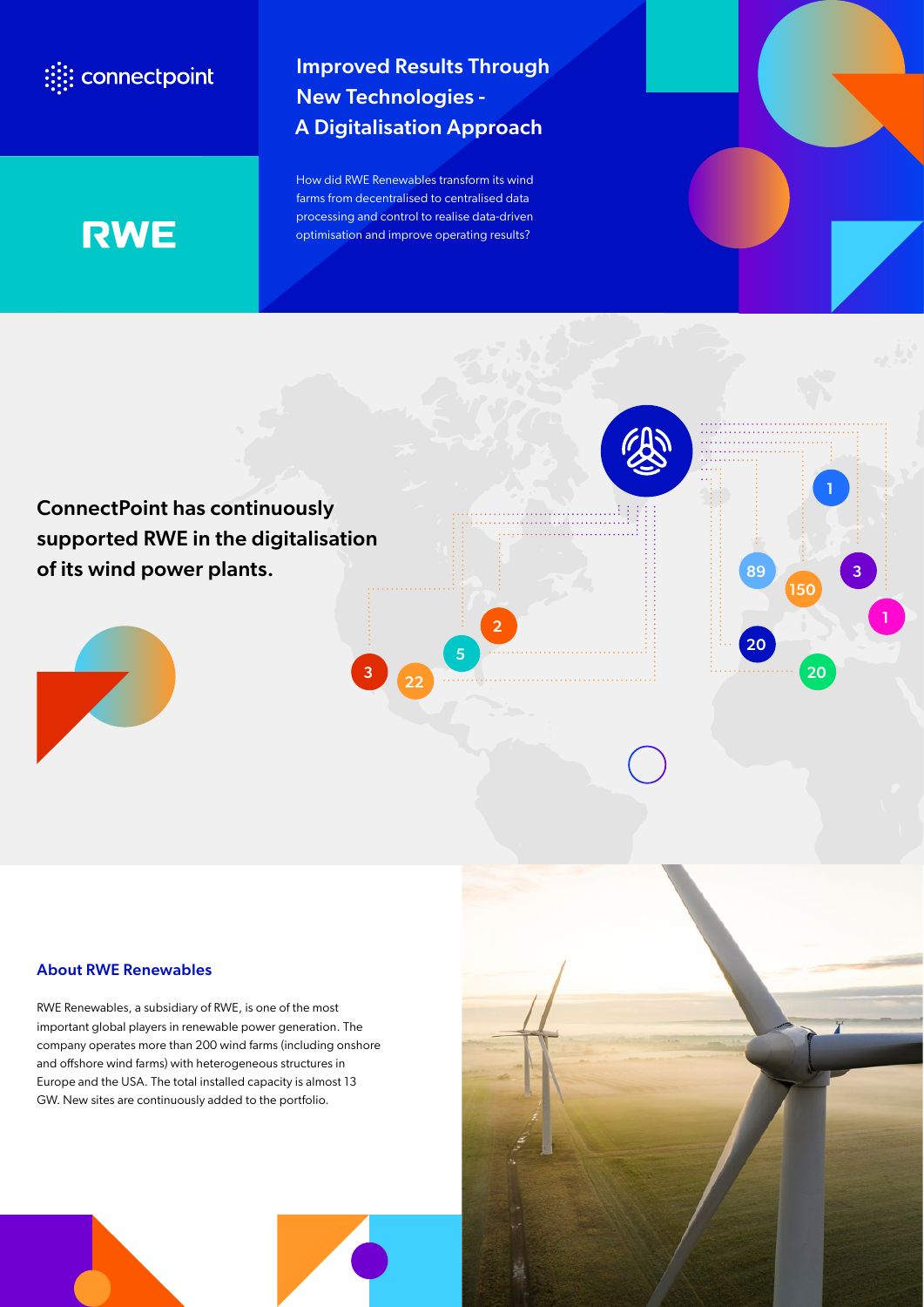connectpoint

RWE

# Improved Results Through New Technologies - A Digitalisation Approach

How did RWE Renewables transform its wind farms from decentralised to centralised data processing and control to realise data-driven optimisation and improve operating results?

## ConnectPoint has continuously supported RWE in the digitalisation of its wind power plants.

3 22 5 2 89 150 20 20 1 3 1

### About RWE Renewables

RWE Renewables, a subsidiary of RWE, is one of the most important global players in renewable power generation. The company operates more than 200 wind farms (including onshore and offshore wind farms) with heterogeneous structures in Europe and the USA. The total installed capacity is almost 13 GW. New sites are continuously added to the portfolio.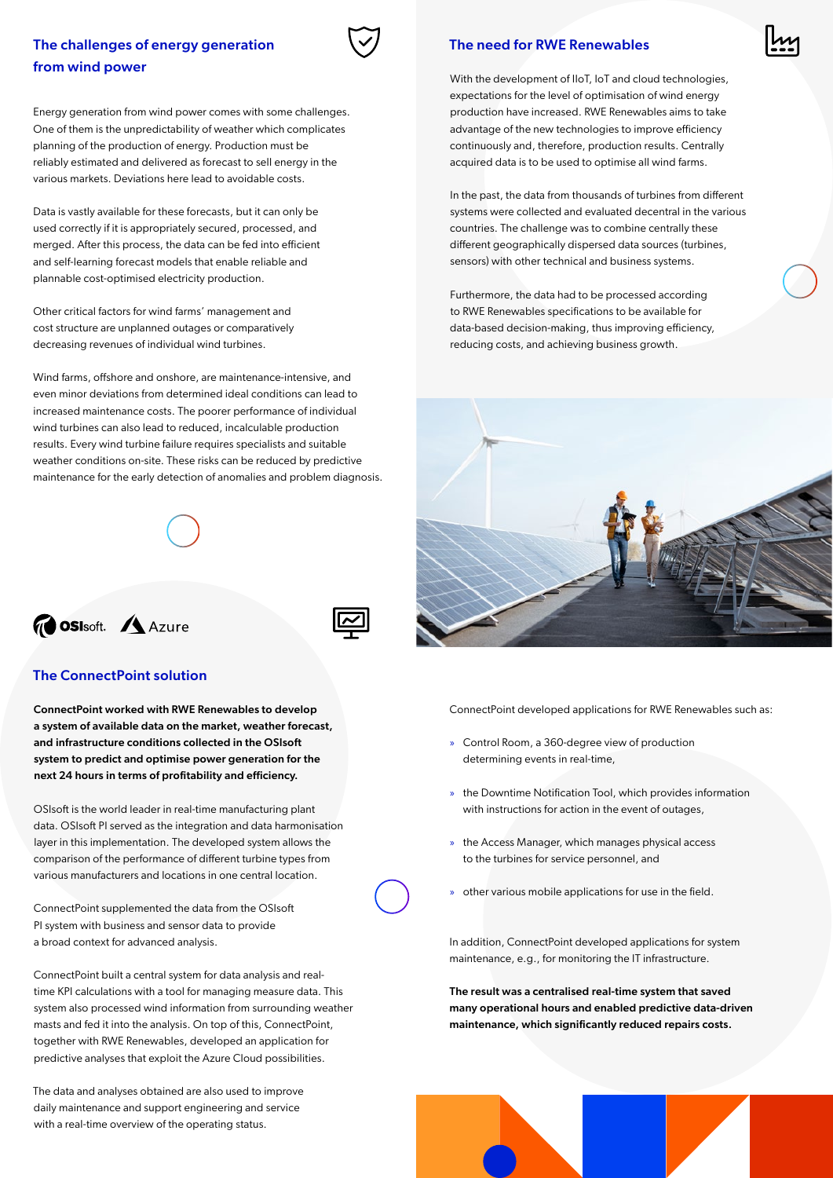## The challenges of energy generation from wind power

Energy generation from wind power comes with some challenges. One of them is the unpredictability of weather which complicates planning of the production of energy. Production must be reliably estimated and delivered as forecast to sell energy in the various markets. Deviations here lead to avoidable costs.

Data is vastly available for these forecasts, but it can only be used correctly if it is appropriately secured, processed, and merged. After this process, the data can be fed into efficient and self-learning forecast models that enable reliable and plannable cost-optimised electricity production.

Other critical factors for wind farms' management and cost structure are unplanned outages or comparatively decreasing revenues of individual wind turbines.

Wind farms, offshore and onshore, are maintenance-intensive, and even minor deviations from determined ideal conditions can lead to increased maintenance costs. The poorer performance of individual wind turbines can also lead to reduced, incalculable production results. Every wind turbine failure requires specialists and suitable weather conditions on-site. These risks can be reduced by predictive maintenance for the early detection of anomalies and problem diagnosis.

## The need for RWE Renewables

With the development of IIoT, IoT and cloud technologies, expectations for the level of optimisation of wind energy production have increased. RWE Renewables aims to take advantage of the new technologies to improve efficiency continuously and, therefore, production results. Centrally acquired data is to be used to optimise all wind farms.

In the past, the data from thousands of turbines from different systems were collected and evaluated decentral in the various countries. The challenge was to combine centrally these different geographically dispersed data sources (turbines, sensors) with other technical and business systems.

Furthermore, the data had to be processed according to RWE Renewables specifications to be available for data-based decision-making, thus improving efficiency, reducing costs, and achieving business growth.

OSIsoft. Azure

## The ConnectPoint solution

**ConnectPoint worked with RWE Renewables to develop a system of available data on the market, weather forecast, and infrastructure conditions collected in the OSIsoft system to predict and optimise power generation for the next 24 hours in terms of profitability and efficiency.**

OSIsoft is the world leader in real-time manufacturing plant data. OSIsoft PI served as the integration and data harmonisation layer in this implementation. The developed system allows the comparison of the performance of different turbine types from various manufacturers and locations in one central location.

ConnectPoint supplemented the data from the OSIsoft PI system with business and sensor data to provide a broad context for advanced analysis.

ConnectPoint built a central system for data analysis and real-time KPI calculations with a tool for managing measure data. This system also processed wind information from surrounding weather masts and fed it into the analysis. On top of this, ConnectPoint, together with RWE Renewables, developed an application for predictive analyses that exploit the Azure Cloud possibilities.

The data and analyses obtained are also used to improve daily maintenance and support engineering and service with a real-time overview of the operating status.

ConnectPoint developed applications for RWE Renewables such as:

- Control Room, a 360-degree view of production determining events in real-time,
- the Downtime Notification Tool, which provides information with instructions for action in the event of outages,
- the Access Manager, which manages physical access to the turbines for service personnel, and
- other various mobile applications for use in the field.

In addition, ConnectPoint developed applications for system maintenance, e.g., for monitoring the IT infrastructure.

**The result was a centralised real-time system that saved many operational hours and enabled predictive data-driven maintenance, which significantly reduced repairs costs.**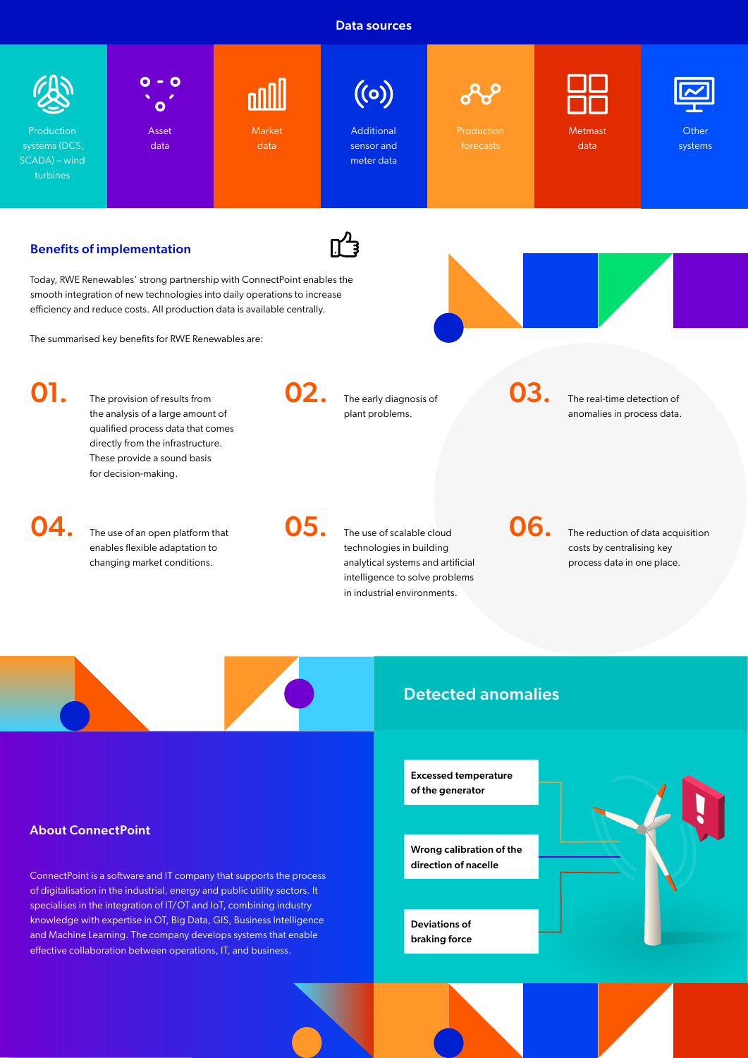## Data sources

- Production systems (DCS, SCADA) – wind turbines
- Asset data
- Market data
- Additional sensor and meter data
- Production forecasts
- Metmast data
- Other systems

### Benefits of implementation

Today, RWE Renewables' strong partnership with ConnectPoint enables the smooth integration of new technologies into daily operations to increase efficiency and reduce costs. All production data is available centrally.

The summarised key benefits for RWE Renewables are:

**01.** The provision of results from the analysis of a large amount of qualified process data that comes directly from the infrastructure. These provide a sound basis for decision-making.

**02.** The early diagnosis of plant problems.

**03.** The real-time detection of anomalies in process data.

**04.** The use of an open platform that enables flexible adaptation to changing market conditions.

**05.** The use of scalable cloud technologies in building analytical systems and artificial intelligence to solve problems in industrial environments.

**06.** The reduction of data acquisition costs by centralising key process data in one place.

### Detected anomalies

- **Excessed temperature of the generator**
- **Wrong calibration of the direction of nacelle**
- **Deviations of braking force**

### About ConnectPoint

ConnectPoint is a software and IT company that supports the process of digitalisation in the industrial, energy and public utility sectors. It specialises in the integration of IT/OT and IoT, combining industry knowledge with expertise in OT, Big Data, GIS, Business Intelligence and Machine Learning. The company develops systems that enable effective collaboration between operations, IT, and business.